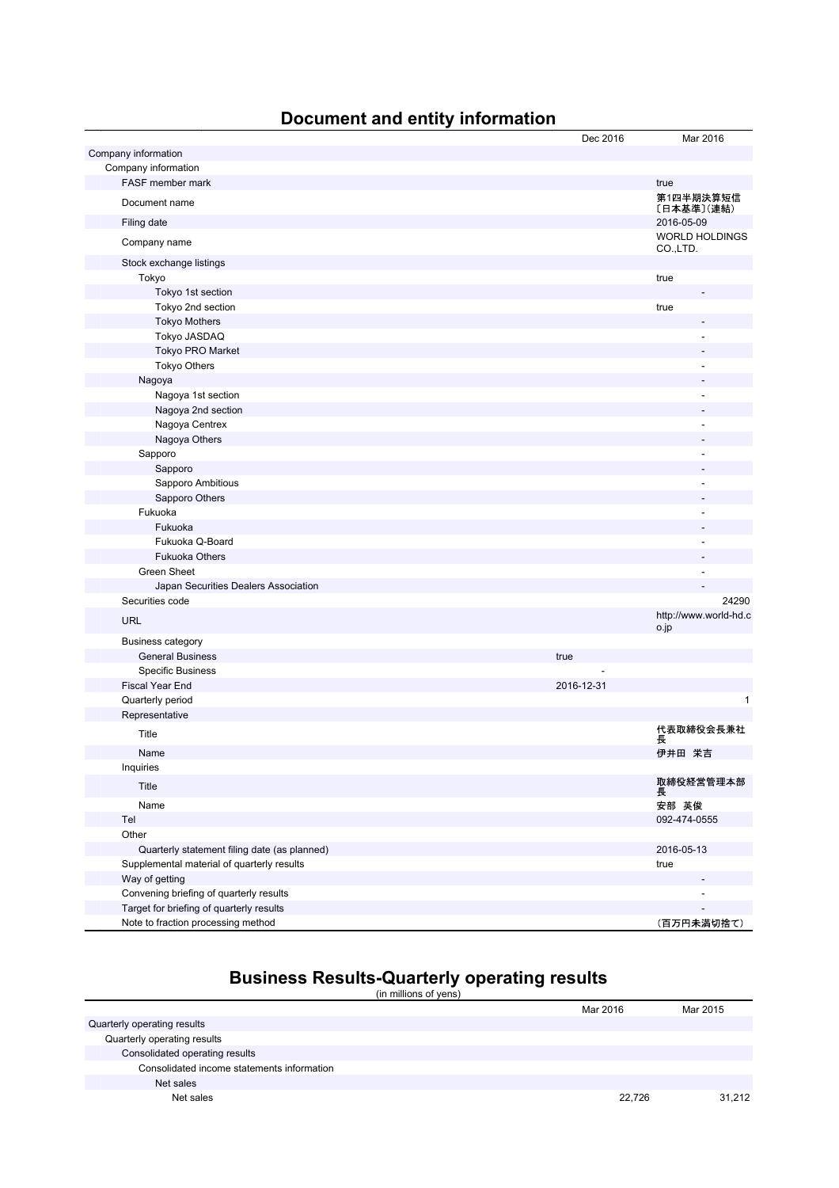## Document and entity information

| | Dec 2016 | Mar 2016 |
|---|---|---|
| Company information | | |
| Company information | | |
| FASF member mark | | true |
| Document name | | 第1四半期決算短信〔日本基準〕(連結) |
| Filing date | | 2016-05-09 |
| Company name | | WORLD HOLDINGS CO.,LTD. |
| Stock exchange listings | | |
| Tokyo | | true |
| Tokyo 1st section | | - |
| Tokyo 2nd section | | true |
| Tokyo Mothers | | - |
| Tokyo JASDAQ | | - |
| Tokyo PRO Market | | - |
| Tokyo Others | | - |
| Nagoya | | - |
| Nagoya 1st section | | - |
| Nagoya 2nd section | | - |
| Nagoya Centrex | | - |
| Nagoya Others | | - |
| Sapporo | | - |
| Sapporo | | - |
| Sapporo Ambitious | | - |
| Sapporo Others | | - |
| Fukuoka | | - |
| Fukuoka | | - |
| Fukuoka Q-Board | | - |
| Fukuoka Others | | - |
| Green Sheet | | - |
| Japan Securities Dealers Association | | - |
| Securities code | | 24290 |
| URL | | http://www.world-hd.co.jp |
| Business category | | |
| General Business | true | |
| Specific Business | - | |
| Fiscal Year End | 2016-12-31 | |
| Quarterly period | | 1 |
| Representative | | |
| Title | | 代表取締役会長兼社長 |
| Name | | 伊井田 栄吉 |
| Inquiries | | |
| Title | | 取締役経営管理本部長 |
| Name | | 安部 英俊 |
| Tel | | 092-474-0555 |
| Other | | |
| Quarterly statement filing date (as planned) | | 2016-05-13 |
| Supplemental material of quarterly results | | true |
| Way of getting | | - |
| Convening briefing of quarterly results | | - |
| Target for briefing of quarterly results | | - |
| Note to fraction processing method | | (百万円未満切捨て) |

## Business Results-Quarterly operating results

(in millions of yens)

| | Mar 2016 | Mar 2015 |
|---|---|---|
| Quarterly operating results | | |
| Quarterly operating results | | |
| Consolidated operating results | | |
| Consolidated income statements information | | |
| Net sales | | |
| Net sales | 22,726 | 31,212 |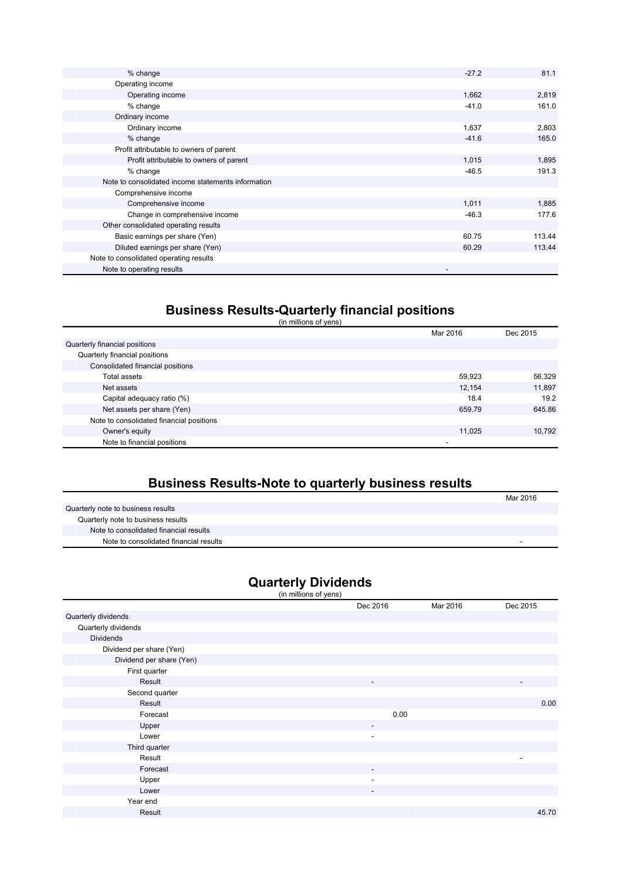| | | |
|---|---|---|
| % change | -27.2 | 81.1 |
| Operating income | | |
| Operating income | 1,662 | 2,819 |
| % change | -41.0 | 161.0 |
| Ordinary income | | |
| Ordinary income | 1,637 | 2,803 |
| % change | -41.6 | 165.0 |
| Profit attributable to owners of parent | | |
| Profit attributable to owners of parent | 1,015 | 1,895 |
| % change | -46.5 | 191.3 |
| Note to consolidated income statements information | | |
| Comprehensive income | | |
| Comprehensive income | 1,011 | 1,885 |
| Change in comprehensive income | -46.3 | 177.6 |
| Other consolidated operating results | | |
| Basic earnings per share (Yen) | 60.75 | 113.44 |
| Diluted earnings per share (Yen) | 60.29 | 113.44 |
| Note to consolidated operating results | | |
| Note to operating results | - | |

## Business Results-Quarterly financial positions

(in millions of yens)

| | Mar 2016 | Dec 2015 |
|---|---|---|
| Quarterly financial positions | | |
| Quarterly financial positions | | |
| Consolidated financial positions | | |
| Total assets | 59,923 | 56,329 |
| Net assets | 12,154 | 11,897 |
| Capital adequacy ratio (%) | 18.4 | 19.2 |
| Net assets per share (Yen) | 659.79 | 645.86 |
| Note to consolidated financial positions | | |
| Owner's equity | 11,025 | 10,792 |
| Note to financial positions | - | |

## Business Results-Note to quarterly business results

| | Mar 2016 |
|---|---|
| Quarterly note to business results | |
| Quarterly note to business results | |
| Note to consolidated financial results | |
| Note to consolidated financial results | - |

## Quarterly Dividends

(in millions of yens)

| | Dec 2016 | Mar 2016 | Dec 2015 |
|---|---|---|---|
| Quarterly dividends | | | |
| Quarterly dividends | | | |
| Dividends | | | |
| Dividend per share (Yen) | | | |
| Dividend per share (Yen) | | | |
| First quarter | | | |
| Result | - | | - |
| Second quarter | | | |
| Result | | | 0.00 |
| Forecast | 0.00 | | |
| Upper | - | | |
| Lower | - | | |
| Third quarter | | | |
| Result | | | - |
| Forecast | - | | |
| Upper | - | | |
| Lower | - | | |
| Year end | | | |
| Result | | | 45.70 |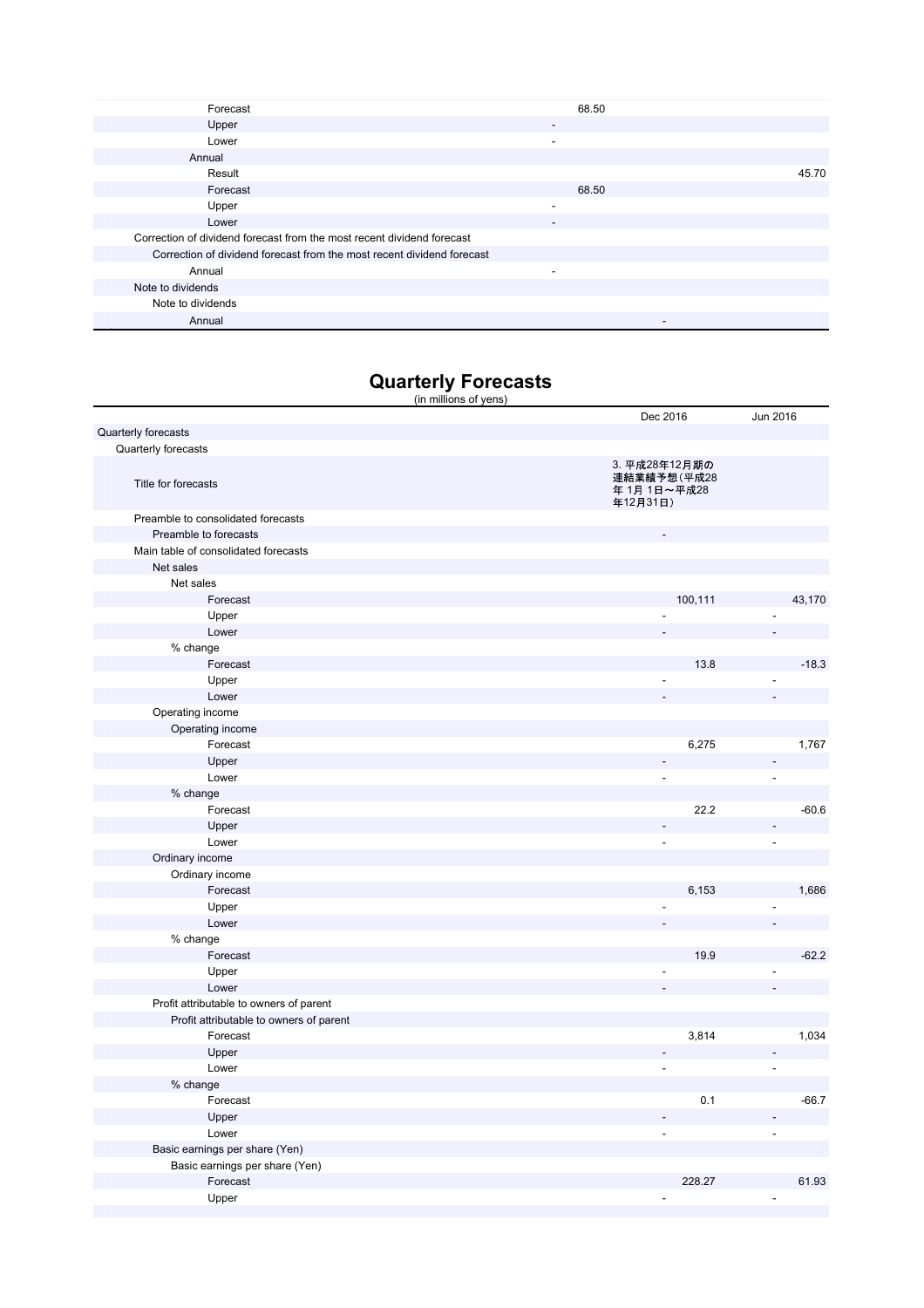| | | |
|---|---|---|
| Forecast | 68.50 | |
| Upper | - | |
| Lower | - | |
| Annual | | |
| Result | | 45.70 |
| Forecast | 68.50 | |
| Upper | - | |
| Lower | - | |
| Correction of dividend forecast from the most recent dividend forecast | | |
| Correction of dividend forecast from the most recent dividend forecast | | |
| Annual | - | |
| Note to dividends | | |
| Note to dividends | | |
| Annual | | - |

# Quarterly Forecasts

(in millions of yens)

| | Dec 2016 | Jun 2016 |
|---|---|---|
| Quarterly forecasts | | |
| Quarterly forecasts | | |
| Title for forecasts | 3. 平成28年12月期の連結業績予想（平成28年 1月 1日～平成28年12月31日） | |
| Preamble to consolidated forecasts | | |
| Preamble to forecasts | - | |
| Main table of consolidated forecasts | | |
| Net sales | | |
| Net sales | | |
| Forecast | 100,111 | 43,170 |
| Upper | - | - |
| Lower | - | - |
| % change | | |
| Forecast | 13.8 | -18.3 |
| Upper | - | - |
| Lower | - | - |
| Operating income | | |
| Operating income | | |
| Forecast | 6,275 | 1,767 |
| Upper | - | - |
| Lower | - | - |
| % change | | |
| Forecast | 22.2 | -60.6 |
| Upper | - | - |
| Lower | - | - |
| Ordinary income | | |
| Ordinary income | | |
| Forecast | 6,153 | 1,686 |
| Upper | - | - |
| Lower | - | - |
| % change | | |
| Forecast | 19.9 | -62.2 |
| Upper | - | - |
| Lower | - | - |
| Profit attributable to owners of parent | | |
| Profit attributable to owners of parent | | |
| Forecast | 3,814 | 1,034 |
| Upper | - | - |
| Lower | - | - |
| % change | | |
| Forecast | 0.1 | -66.7 |
| Upper | - | - |
| Lower | - | - |
| Basic earnings per share (Yen) | | |
| Basic earnings per share (Yen) | | |
| Forecast | 228.27 | 61.93 |
| Upper | - | - |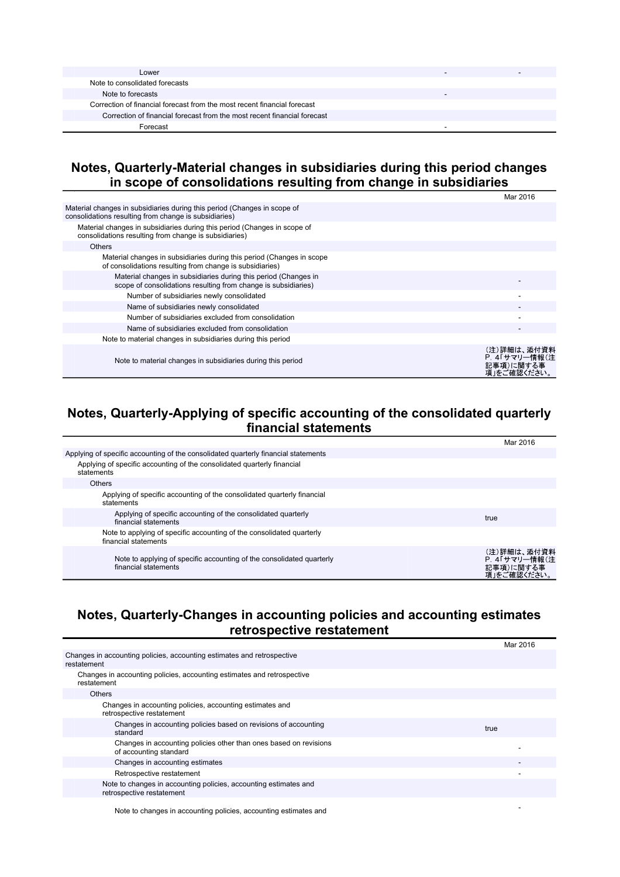| | | |
|---|---|---|
| Lower | - | - |
| Note to consolidated forecasts | | |
| Note to forecasts | - | |
| Correction of financial forecast from the most recent financial forecast | | |
| Correction of financial forecast from the most recent financial forecast | | |
| Forecast | - | |

## Notes, Quarterly-Material changes in subsidiaries during this period changes in scope of consolidations resulting from change in subsidiaries

| | Mar 2016 |
|---|---|
| Material changes in subsidiaries during this period (Changes in scope of consolidations resulting from change is subsidiaries) | |
| Material changes in subsidiaries during this period (Changes in scope of consolidations resulting from change is subsidiaries) | |
| Others | |
| Material changes in subsidiaries during this period (Changes in scope of consolidations resulting from change is subsidiaries) | |
| Material changes in subsidiaries during this period (Changes in scope of consolidations resulting from change is subsidiaries) | - |
| Number of subsidiaries newly consolidated | - |
| Name of subsidiaries newly consolidated | - |
| Number of subsidiaries excluded from consolidation | - |
| Name of subsidiaries excluded from consolidation | - |
| Note to material changes in subsidiaries during this period | |
| Note to material changes in subsidiaries during this period | (注)詳細は、添付資料P. 4「サマリー情報(注記事項)に関する事項」をご確認ください。 |

## Notes, Quarterly-Applying of specific accounting of the consolidated quarterly financial statements

| | Mar 2016 |
|---|---|
| Applying of specific accounting of the consolidated quarterly financial statements | |
| Applying of specific accounting of the consolidated quarterly financial statements | |
| Others | |
| Applying of specific accounting of the consolidated quarterly financial statements | |
| Applying of specific accounting of the consolidated quarterly financial statements | true |
| Note to applying of specific accounting of the consolidated quarterly financial statements | |
| Note to applying of specific accounting of the consolidated quarterly financial statements | (注)詳細は、添付資料P. 4「サマリー情報(注記事項)に関する事項」をご確認ください。 |

## Notes, Quarterly-Changes in accounting policies and accounting estimates retrospective restatement

| | Mar 2016 |
|---|---|
| Changes in accounting policies, accounting estimates and retrospective restatement | |
| Changes in accounting policies, accounting estimates and retrospective restatement | |
| Others | |
| Changes in accounting policies, accounting estimates and retrospective restatement | |
| Changes in accounting policies based on revisions of accounting standard | true |
| Changes in accounting policies other than ones based on revisions of accounting standard | - |
| Changes in accounting estimates | - |
| Retrospective restatement | - |
| Note to changes in accounting policies, accounting estimates and retrospective restatement | |
| Note to changes in accounting policies, accounting estimates and | - |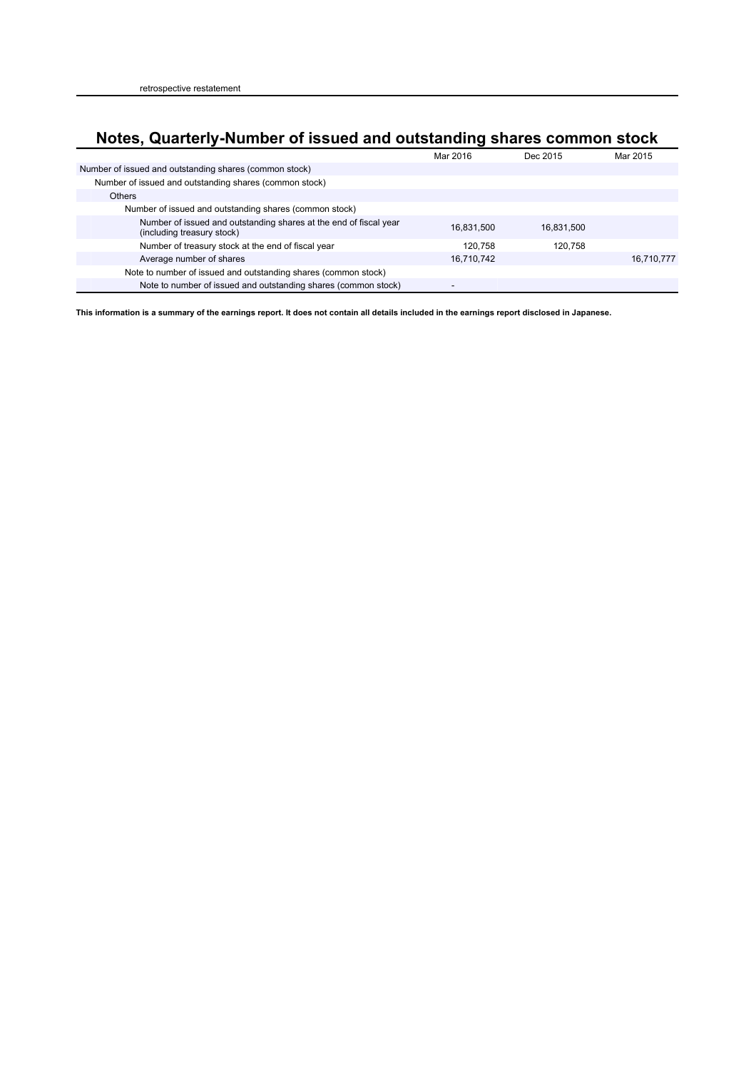retrospective restatement

## Notes, Quarterly-Number of issued and outstanding shares common stock

| | Mar 2016 | Dec 2015 | Mar 2015 |
|---|---|---|---|
| Number of issued and outstanding shares (common stock) | | | |
| Number of issued and outstanding shares (common stock) | | | |
| Others | | | |
| Number of issued and outstanding shares (common stock) | | | |
| Number of issued and outstanding shares at the end of fiscal year (including treasury stock) | 16,831,500 | 16,831,500 | |
| Number of treasury stock at the end of fiscal year | 120,758 | 120,758 | |
| Average number of shares | 16,710,742 | | 16,710,777 |
| Note to number of issued and outstanding shares (common stock) | | | |
| Note to number of issued and outstanding shares (common stock) | - | | |

**This information is a summary of the earnings report. It does not contain all details included in the earnings report disclosed in Japanese.**